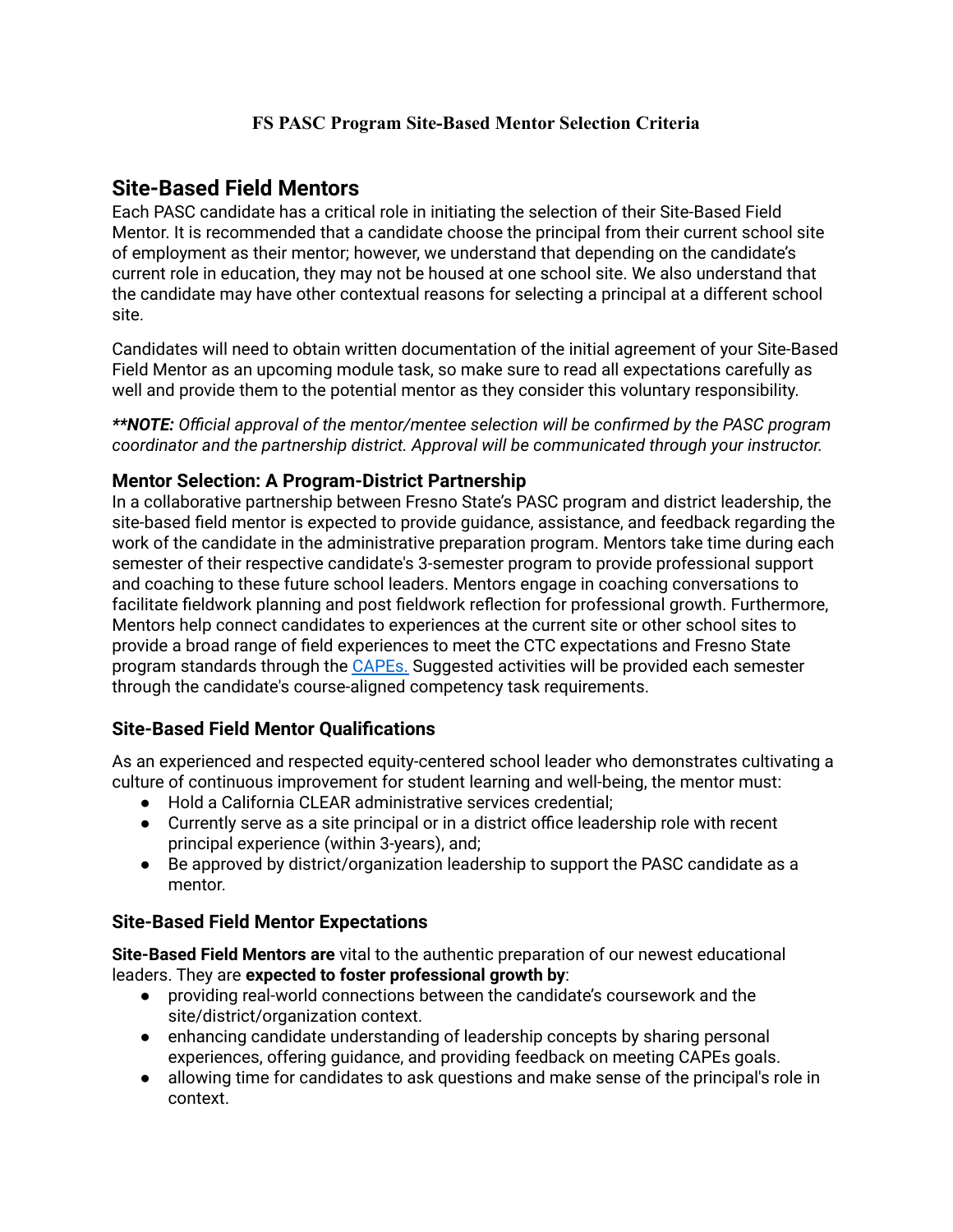# FS PASC Program Site-Based Mentor Selection Criteria

## Site-Based Field Mentors

Each PASC candidate has a critical role in initiating the selection of their Site-Based Field Mentor. It is recommended that a candidate choose the principal from their current school site of employment as their mentor; however, we understand that depending on the candidate's current role in education, they may not be housed at one school site. We also understand that the candidate may have other contextual reasons for selecting a principal at a different school site.

Candidates will need to obtain written documentation of the initial agreement of your Site-Based Field Mentor as an upcoming module task, so make sure to read all expectations carefully as well and provide them to the potential mentor as they consider this voluntary responsibility.

***\*\*NOTE:*** *Official approval of the mentor/mentee selection will be confirmed by the PASC program coordinator and the partnership district. Approval will be communicated through your instructor.*

### Mentor Selection: A Program-District Partnership

In a collaborative partnership between Fresno State's PASC program and district leadership, the site-based field mentor is expected to provide guidance, assistance, and feedback regarding the work of the candidate in the administrative preparation program. Mentors take time during each semester of their respective candidate's 3-semester program to provide professional support and coaching to these future school leaders. Mentors engage in coaching conversations to facilitate fieldwork planning and post fieldwork reflection for professional growth. Furthermore, Mentors help connect candidates to experiences at the current site or other school sites to provide a broad range of field experiences to meet the CTC expectations and Fresno State program standards through the CAPEs. Suggested activities will be provided each semester through the candidate's course-aligned competency task requirements.

### Site-Based Field Mentor Qualifications

As an experienced and respected equity-centered school leader who demonstrates cultivating a culture of continuous improvement for student learning and well-being, the mentor must:

- Hold a California CLEAR administrative services credential;
- Currently serve as a site principal or in a district office leadership role with recent principal experience (within 3-years), and;
- Be approved by district/organization leadership to support the PASC candidate as a mentor.

### Site-Based Field Mentor Expectations

**Site-Based Field Mentors are** vital to the authentic preparation of our newest educational leaders. They are **expected to foster professional growth by**:

- providing real-world connections between the candidate's coursework and the site/district/organization context.
- enhancing candidate understanding of leadership concepts by sharing personal experiences, offering guidance, and providing feedback on meeting CAPEs goals.
- allowing time for candidates to ask questions and make sense of the principal's role in context.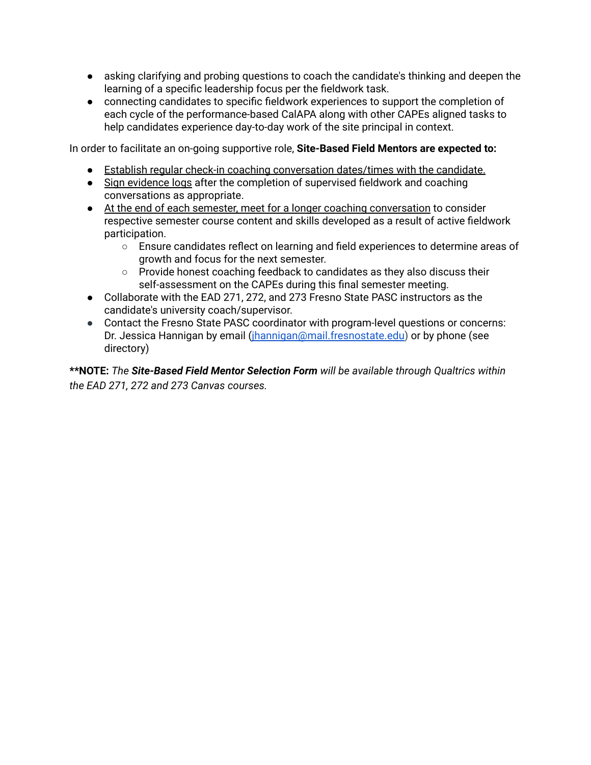- asking clarifying and probing questions to coach the candidate's thinking and deepen the learning of a specific leadership focus per the fieldwork task.
- connecting candidates to specific fieldwork experiences to support the completion of each cycle of the performance-based CalAPA along with other CAPEs aligned tasks to help candidates experience day-to-day work of the site principal in context.

In order to facilitate an on-going supportive role, **Site-Based Field Mentors are expected to:**

- <u>Establish regular check-in coaching conversation dates/times with the candidate.</u>
- <u>Sign evidence logs</u> after the completion of supervised fieldwork and coaching conversations as appropriate.
- <u>At the end of each semester, meet for a longer coaching conversation</u> to consider respective semester course content and skills developed as a result of active fieldwork participation.
    - Ensure candidates reflect on learning and field experiences to determine areas of growth and focus for the next semester.
    - Provide honest coaching feedback to candidates as they also discuss their self-assessment on the CAPEs during this final semester meeting.
- Collaborate with the EAD 271, 272, and 273 Fresno State PASC instructors as the candidate's university coach/supervisor.
- Contact the Fresno State PASC coordinator with program-level questions or concerns: Dr. Jessica Hannigan by email ([jhannigan@mail.fresnostate.edu](mailto:jhannigan@mail.fresnostate.edu)) or by phone (see directory)

****NOTE:** *The **Site-Based Field Mentor Selection Form** will be available through Qualtrics within the EAD 271, 272 and 273 Canvas courses.*